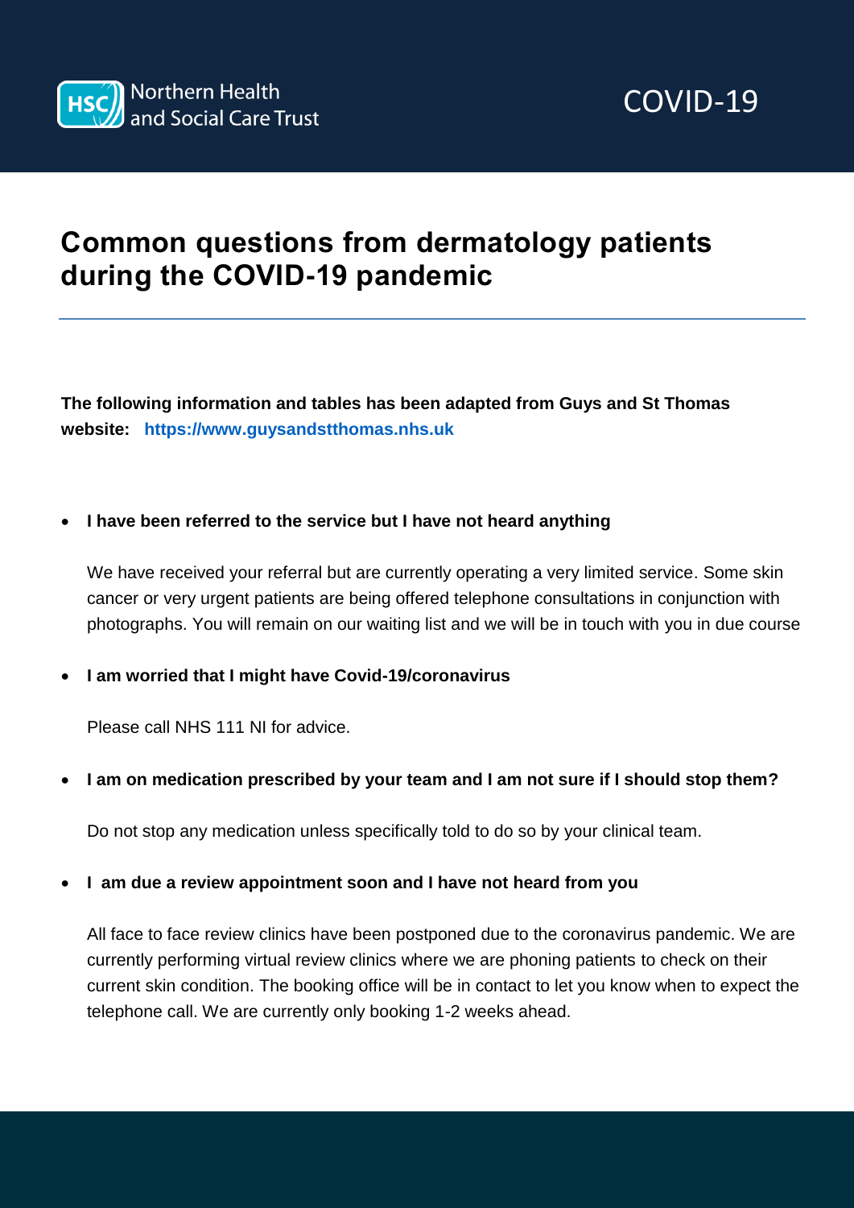Northern Health and Social Care Trust

COVID-19

# Common questions from dermatology patients during the COVID-19 pandemic

**The following information and tables has been adapted from Guys and St Thomas website: https://www.guysandstthomas.nhs.uk**

- **I have been referred to the service but I have not heard anything**

  We have received your referral but are currently operating a very limited service. Some skin cancer or very urgent patients are being offered telephone consultations in conjunction with photographs. You will remain on our waiting list and we will be in touch with you in due course

- **I am worried that I might have Covid-19/coronavirus**

  Please call NHS 111 NI for advice.

- **I am on medication prescribed by your team and I am not sure if I should stop them?**

  Do not stop any medication unless specifically told to do so by your clinical team.

- **I am due a review appointment soon and I have not heard from you**

  All face to face review clinics have been postponed due to the coronavirus pandemic. We are currently performing virtual review clinics where we are phoning patients to check on their current skin condition. The booking office will be in contact to let you know when to expect the telephone call. We are currently only booking 1-2 weeks ahead.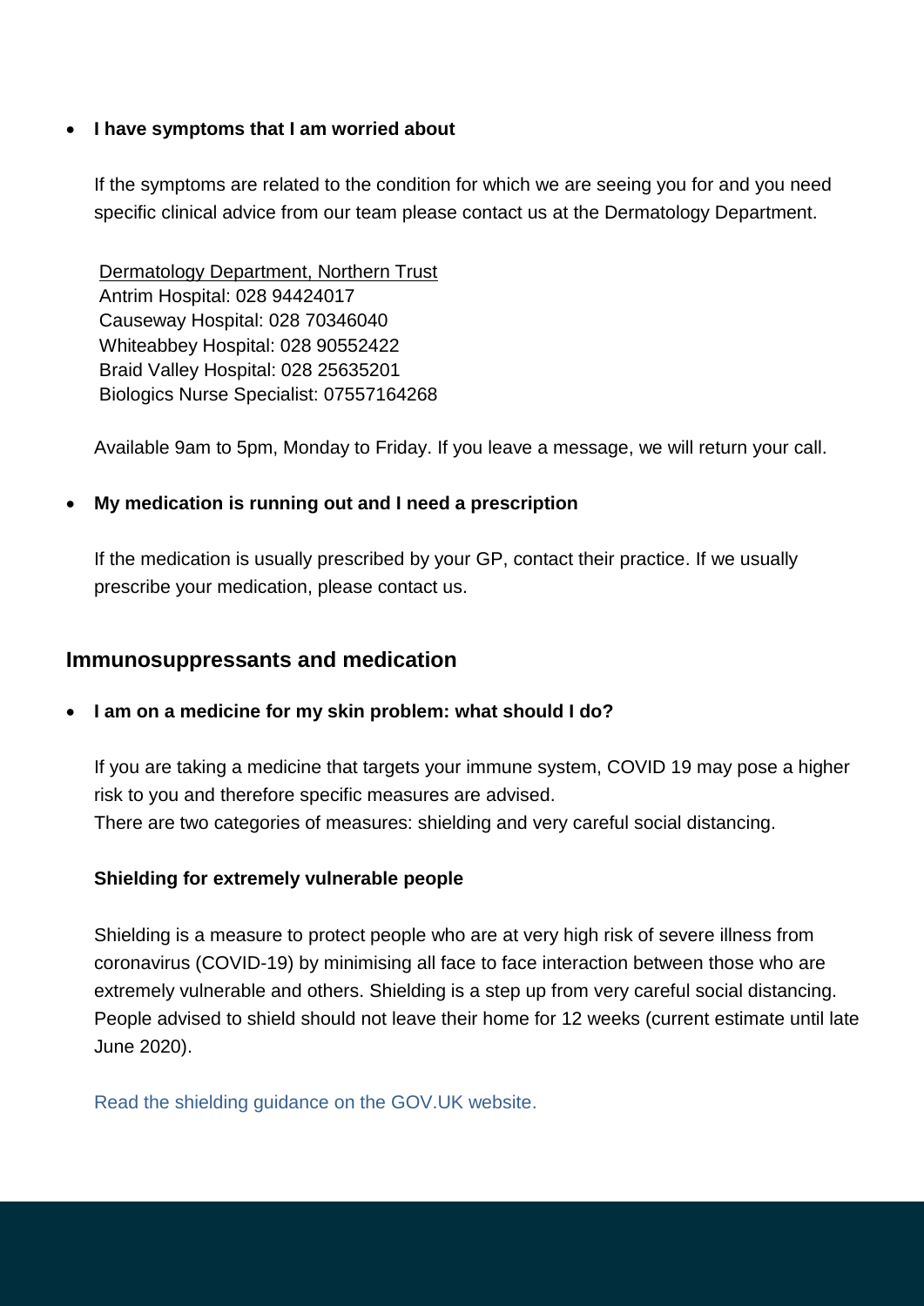- **I have symptoms that I am worried about**

  If the symptoms are related to the condition for which we are seeing you for and you need specific clinical advice from our team please contact us at the Dermatology Department.

  Dermatology Department, Northern Trust
  Antrim Hospital: 028 94424017
  Causeway Hospital: 028 70346040
  Whiteabbey Hospital: 028 90552422
  Braid Valley Hospital: 028 25635201
  Biologics Nurse Specialist: 07557164268

  Available 9am to 5pm, Monday to Friday. If you leave a message, we will return your call.

- **My medication is running out and I need a prescription**

  If the medication is usually prescribed by your GP, contact their practice. If we usually prescribe your medication, please contact us.

## Immunosuppressants and medication

- **I am on a medicine for my skin problem: what should I do?**

  If you are taking a medicine that targets your immune system, COVID 19 may pose a higher risk to you and therefore specific measures are advised.
  There are two categories of measures: shielding and very careful social distancing.

  **Shielding for extremely vulnerable people**

  Shielding is a measure to protect people who are at very high risk of severe illness from coronavirus (COVID-19) by minimising all face to face interaction between those who are extremely vulnerable and others. Shielding is a step up from very careful social distancing. People advised to shield should not leave their home for 12 weeks (current estimate until late June 2020).

  Read the shielding guidance on the GOV.UK website.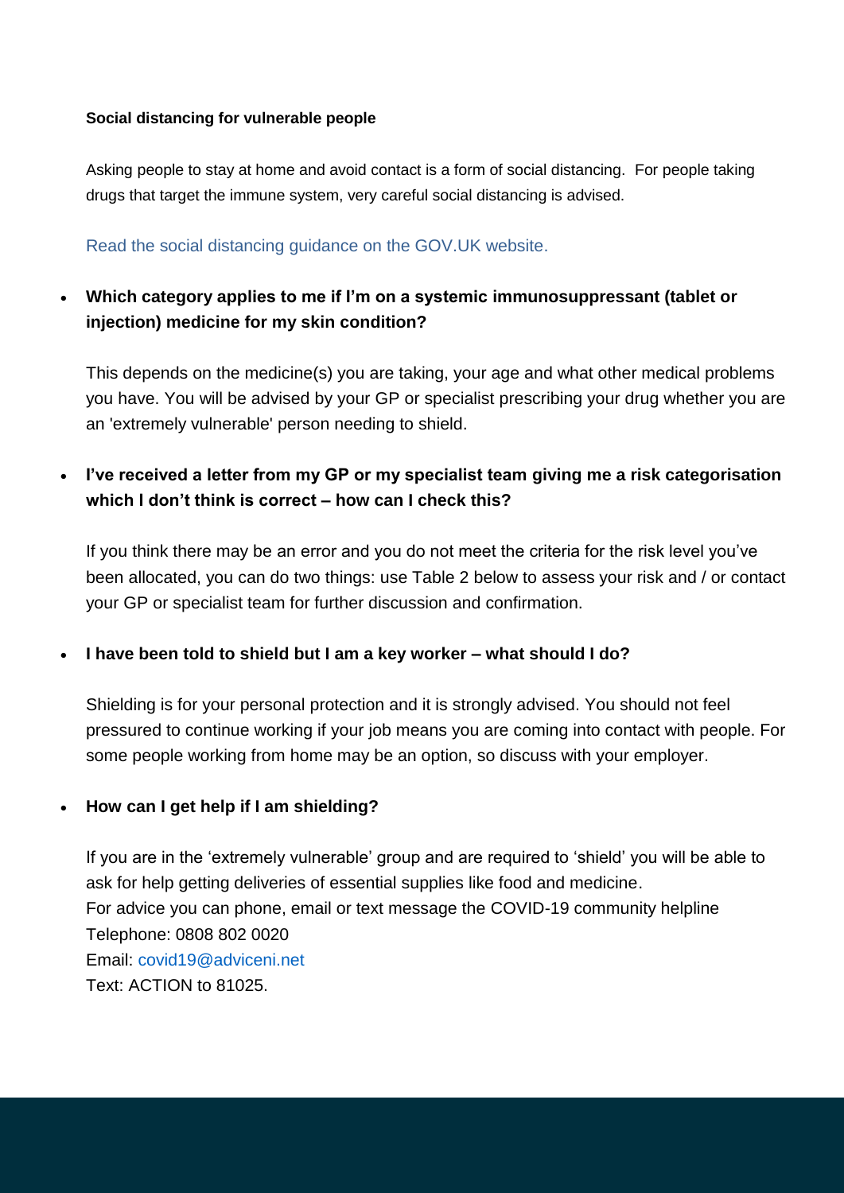**Social distancing for vulnerable people**

Asking people to stay at home and avoid contact is a form of social distancing. For people taking drugs that target the immune system, very careful social distancing is advised.

Read the social distancing guidance on the GOV.UK website.

- **Which category applies to me if I'm on a systemic immunosuppressant (tablet or injection) medicine for my skin condition?**

  This depends on the medicine(s) you are taking, your age and what other medical problems you have. You will be advised by your GP or specialist prescribing your drug whether you are an 'extremely vulnerable' person needing to shield.

- **I've received a letter from my GP or my specialist team giving me a risk categorisation which I don't think is correct – how can I check this?**

  If you think there may be an error and you do not meet the criteria for the risk level you've been allocated, you can do two things: use Table 2 below to assess your risk and / or contact your GP or specialist team for further discussion and confirmation.

- **I have been told to shield but I am a key worker – what should I do?**

  Shielding is for your personal protection and it is strongly advised. You should not feel pressured to continue working if your job means you are coming into contact with people. For some people working from home may be an option, so discuss with your employer.

- **How can I get help if I am shielding?**

  If you are in the 'extremely vulnerable' group and are required to 'shield' you will be able to ask for help getting deliveries of essential supplies like food and medicine.
  For advice you can phone, email or text message the COVID-19 community helpline
  Telephone: 0808 802 0020
  Email: covid19@adviceni.net
  Text: ACTION to 81025.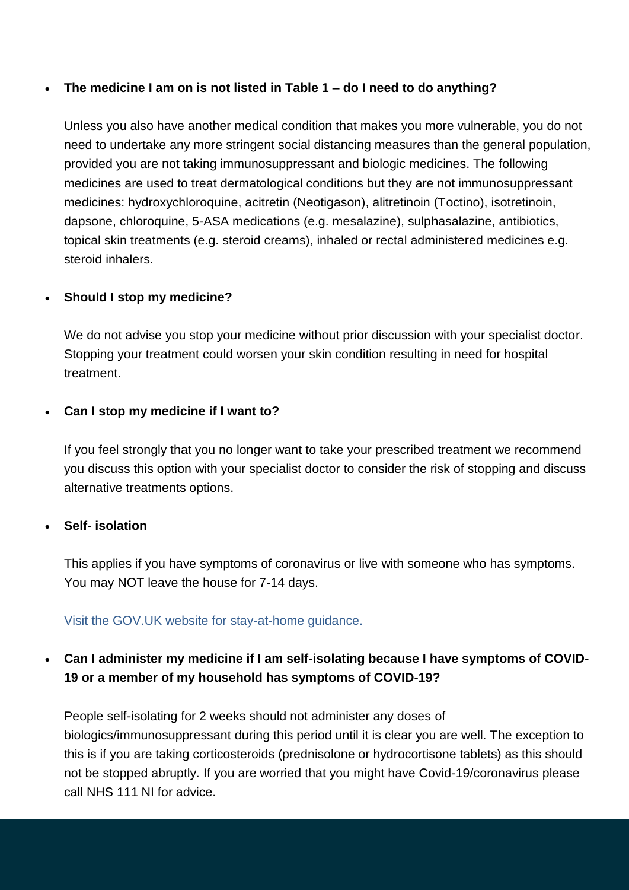- **The medicine I am on is not listed in Table 1 – do I need to do anything?**

  Unless you also have another medical condition that makes you more vulnerable, you do not need to undertake any more stringent social distancing measures than the general population, provided you are not taking immunosuppressant and biologic medicines. The following medicines are used to treat dermatological conditions but they are not immunosuppressant medicines: hydroxychloroquine, acitretin (Neotigason), alitretinoin (Toctino), isotretinoin, dapsone, chloroquine, 5-ASA medications (e.g. mesalazine), sulphasalazine, antibiotics, topical skin treatments (e.g. steroid creams), inhaled or rectal administered medicines e.g. steroid inhalers.

- **Should I stop my medicine?**

  We do not advise you stop your medicine without prior discussion with your specialist doctor. Stopping your treatment could worsen your skin condition resulting in need for hospital treatment.

- **Can I stop my medicine if I want to?**

  If you feel strongly that you no longer want to take your prescribed treatment we recommend you discuss this option with your specialist doctor to consider the risk of stopping and discuss alternative treatments options.

- **Self- isolation**

  This applies if you have symptoms of coronavirus or live with someone who has symptoms. You may NOT leave the house for 7-14 days.

  Visit the GOV.UK website for stay-at-home guidance.

- **Can I administer my medicine if I am self-isolating because I have symptoms of COVID-19 or a member of my household has symptoms of COVID-19?**

  People self-isolating for 2 weeks should not administer any doses of biologics/immunosuppressant during this period until it is clear you are well. The exception to this is if you are taking corticosteroids (prednisolone or hydrocortisone tablets) as this should not be stopped abruptly. If you are worried that you might have Covid-19/coronavirus please call NHS 111 NI for advice.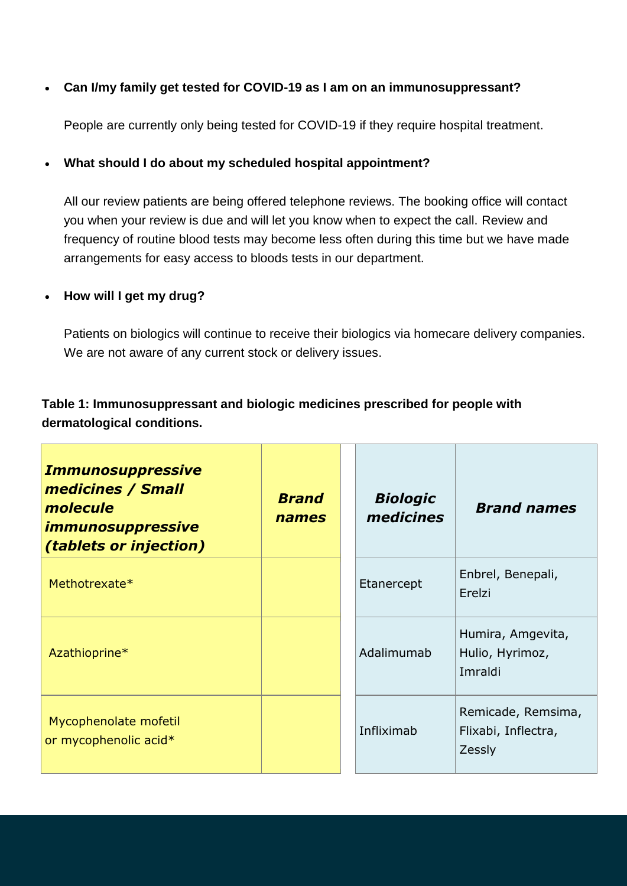- **Can I/my family get tested for COVID-19 as I am on an immunosuppressant?**

  People are currently only being tested for COVID-19 if they require hospital treatment.

- **What should I do about my scheduled hospital appointment?**

  All our review patients are being offered telephone reviews. The booking office will contact you when your review is due and will let you know when to expect the call. Review and frequency of routine blood tests may become less often during this time but we have made arrangements for easy access to bloods tests in our department.

- **How will I get my drug?**

  Patients on biologics will continue to receive their biologics via homecare delivery companies. We are not aware of any current stock or delivery issues.

**Table 1: Immunosuppressant and biologic medicines prescribed for people with dermatological conditions.**

| ***Immunosuppressive medicines / Small molecule immunosuppressive (tablets or injection)*** | ***Brand names*** | ***Biologic medicines*** | ***Brand names*** |
|---|---|---|---|
| Methotrexate* | | Etanercept | Enbrel, Benepali, Erelzi |
| Azathioprine* | | Adalimumab | Humira, Amgevita, Hulio, Hyrimoz, Imraldi |
| Mycophenolate mofetil or mycophenolic acid* | | Infliximab | Remicade, Remsima, Flixabi, Inflectra, Zessly |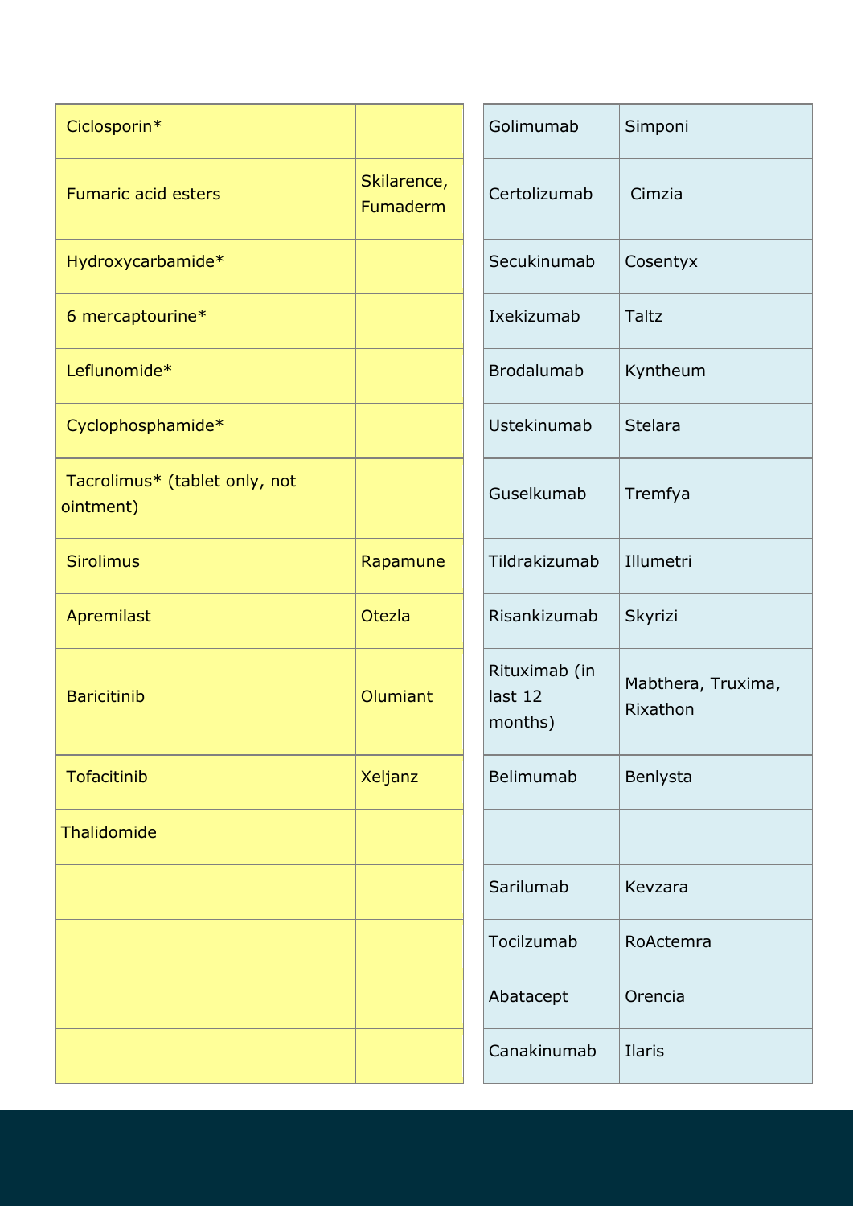| | |
|---|---|
| Ciclosporin* | |
| Fumaric acid esters | Skilarence, Fumaderm |
| Hydroxycarbamide* | |
| 6 mercaptourine* | |
| Leflunomide* | |
| Cyclophosphamide* | |
| Tacrolimus* (tablet only, not ointment) | |
| Sirolimus | Rapamune |
| Apremilast | Otezla |
| Baricitinib | Olumiant |
| Tofacitinib | Xeljanz |
| Thalidomide | |
| | |
| | |
| | |
| | |

| | |
|---|---|
| Golimumab | Simponi |
| Certolizumab | Cimzia |
| Secukinumab | Cosentyx |
| Ixekizumab | Taltz |
| Brodalumab | Kyntheum |
| Ustekinumab | Stelara |
| Guselkumab | Tremfya |
| Tildrakizumab | Illumetri |
| Risankizumab | Skyrizi |
| Rituximab (in last 12 months) | Mabthera, Truxima, Rixathon |
| Belimumab | Benlysta |
| | |
| Sarilumab | Kevzara |
| Tocilzumab | RoActemra |
| Abatacept | Orencia |
| Canakinumab | Ilaris |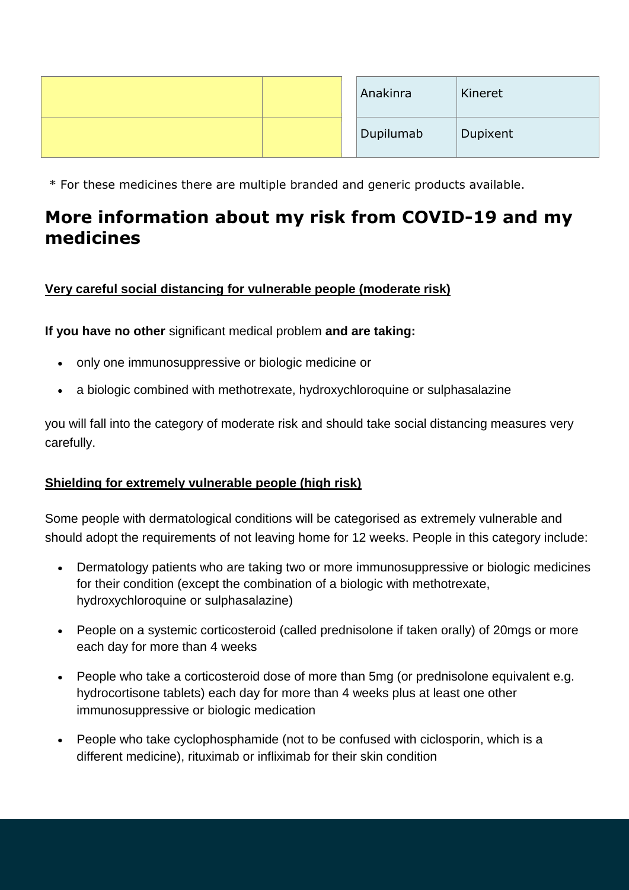| | | | |
|---|---|---|---|
| | | Anakinra | Kineret |
| | | Dupilumab | Dupixent |

* For these medicines there are multiple branded and generic products available.

# More information about my risk from COVID-19 and my medicines

**Very careful social distancing for vulnerable people (moderate risk)**

**If you have no other** significant medical problem **and are taking:**

- only one immunosuppressive or biologic medicine or
- a biologic combined with methotrexate, hydroxychloroquine or sulphasalazine

you will fall into the category of moderate risk and should take social distancing measures very carefully.

**Shielding for extremely vulnerable people (high risk)**

Some people with dermatological conditions will be categorised as extremely vulnerable and should adopt the requirements of not leaving home for 12 weeks. People in this category include:

- Dermatology patients who are taking two or more immunosuppressive or biologic medicines for their condition (except the combination of a biologic with methotrexate, hydroxychloroquine or sulphasalazine)
- People on a systemic corticosteroid (called prednisolone if taken orally) of 20mgs or more each day for more than 4 weeks
- People who take a corticosteroid dose of more than 5mg (or prednisolone equivalent e.g. hydrocortisone tablets) each day for more than 4 weeks plus at least one other immunosuppressive or biologic medication
- People who take cyclophosphamide (not to be confused with ciclosporin, which is a different medicine), rituximab or infliximab for their skin condition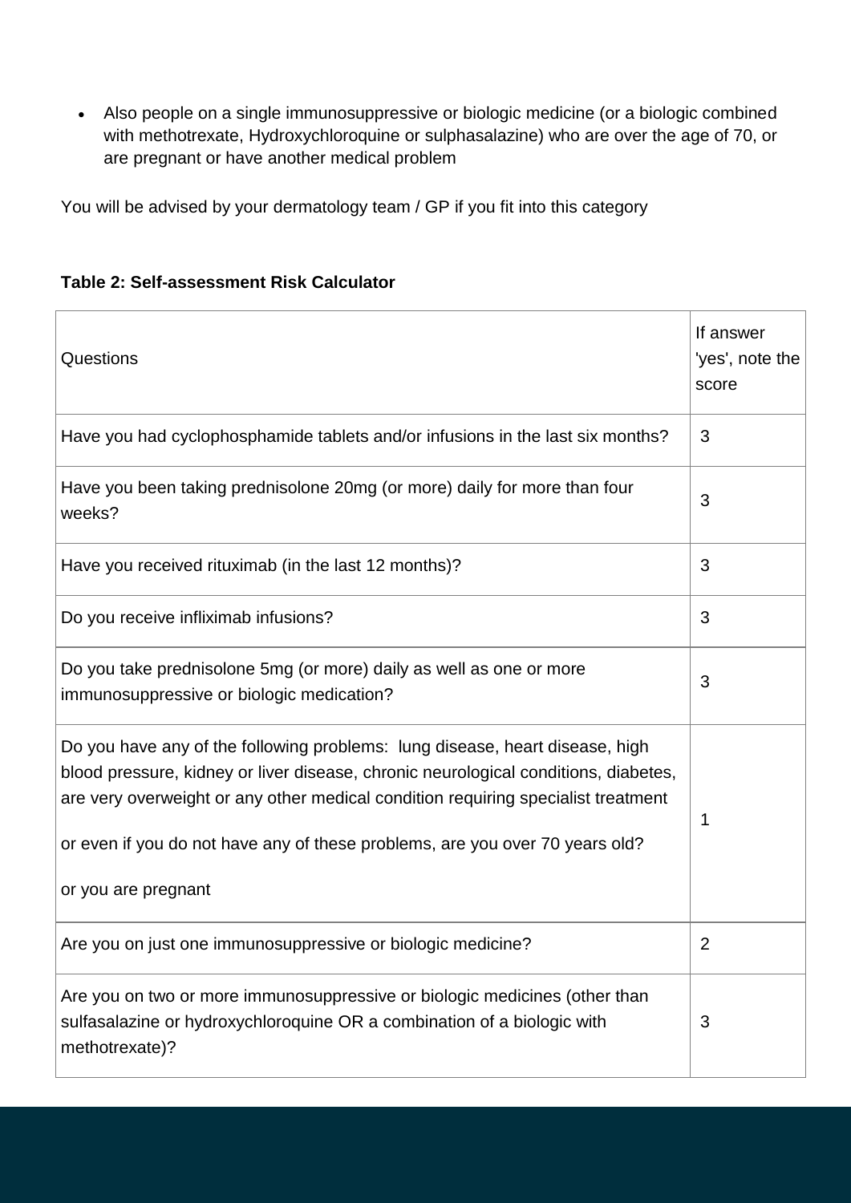- Also people on a single immunosuppressive or biologic medicine (or a biologic combined with methotrexate, Hydroxychloroquine or sulphasalazine) who are over the age of 70, or are pregnant or have another medical problem

You will be advised by your dermatology team / GP if you fit into this category

**Table 2: Self-assessment Risk Calculator**

| Questions | If answer 'yes', note the score |
|---|---|
| Have you had cyclophosphamide tablets and/or infusions in the last six months? | 3 |
| Have you been taking prednisolone 20mg (or more) daily for more than four weeks? | 3 |
| Have you received rituximab (in the last 12 months)? | 3 |
| Do you receive infliximab infusions? | 3 |
| Do you take prednisolone 5mg (or more) daily as well as one or more immunosuppressive or biologic medication? | 3 |
| Do you have any of the following problems: lung disease, heart disease, high blood pressure, kidney or liver disease, chronic neurological conditions, diabetes, are very overweight or any other medical condition requiring specialist treatment<br><br>or even if you do not have any of these problems, are you over 70 years old?<br><br>or you are pregnant | 1 |
| Are you on just one immunosuppressive or biologic medicine? | 2 |
| Are you on two or more immunosuppressive or biologic medicines (other than sulfasalazine or hydroxychloroquine OR a combination of a biologic with methotrexate)? | 3 |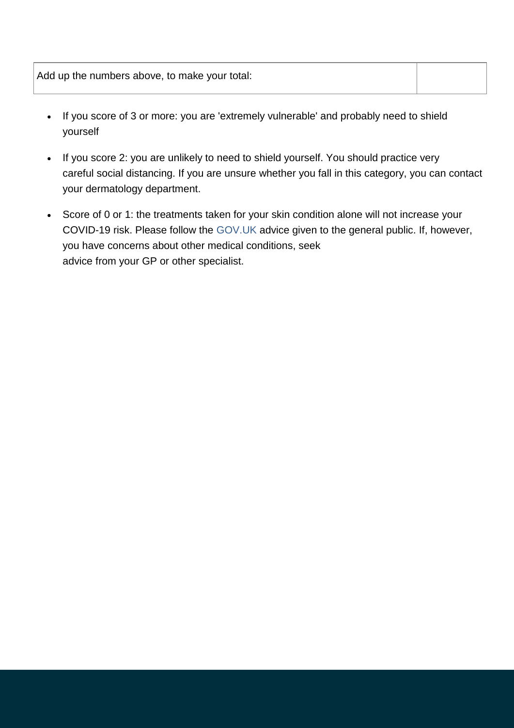| | |
|---|---|
| Add up the numbers above, to make your total: | |

- If you score of 3 or more: you are 'extremely vulnerable' and probably need to shield yourself
- If you score 2: you are unlikely to need to shield yourself. You should practice very careful social distancing. If you are unsure whether you fall in this category, you can contact your dermatology department.
- Score of 0 or 1: the treatments taken for your skin condition alone will not increase your COVID-19 risk. Please follow the GOV.UK advice given to the general public. If, however, you have concerns about other medical conditions, seek advice from your GP or other specialist.